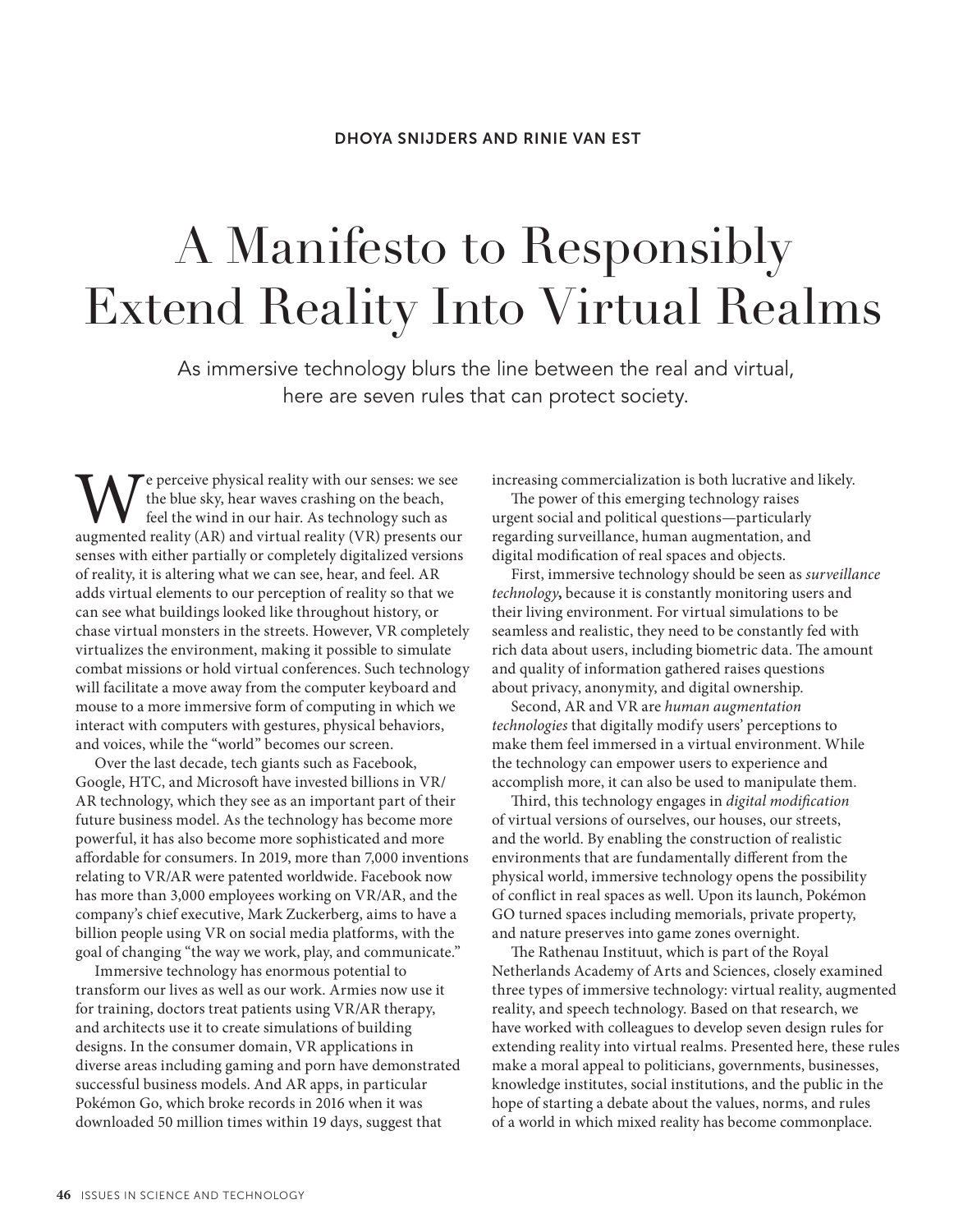DHOYA SNIJDERS AND RINIE VAN EST

# A Manifesto to Responsibly Extend Reality Into Virtual Realms

As immersive technology blurs the line between the real and virtual, here are seven rules that can protect society.

We perceive physical reality with our senses: we see the blue sky, hear waves crashing on the beach, feel the wind in our hair. As technology such as augmented reality (AR) and virtual reality (VR) presents our senses with either partially or completely digitalized versions of reality, it is altering what we can see, hear, and feel. AR adds virtual elements to our perception of reality so that we can see what buildings looked like throughout history, or chase virtual monsters in the streets. However, VR completely virtualizes the environment, making it possible to simulate combat missions or hold virtual conferences. Such technology will facilitate a move away from the computer keyboard and mouse to a more immersive form of computing in which we interact with computers with gestures, physical behaviors, and voices, while the "world" becomes our screen.

Over the last decade, tech giants such as Facebook, Google, HTC, and Microsoft have invested billions in VR/AR technology, which they see as an important part of their future business model. As the technology has become more powerful, it has also become more sophisticated and more affordable for consumers. In 2019, more than 7,000 inventions relating to VR/AR were patented worldwide. Facebook now has more than 3,000 employees working on VR/AR, and the company's chief executive, Mark Zuckerberg, aims to have a billion people using VR on social media platforms, with the goal of changing "the way we work, play, and communicate."

Immersive technology has enormous potential to transform our lives as well as our work. Armies now use it for training, doctors treat patients using VR/AR therapy, and architects use it to create simulations of building designs. In the consumer domain, VR applications in diverse areas including gaming and porn have demonstrated successful business models. And AR apps, in particular Pokémon Go, which broke records in 2016 when it was downloaded 50 million times within 19 days, suggest that increasing commercialization is both lucrative and likely.

The power of this emerging technology raises urgent social and political questions—particularly regarding surveillance, human augmentation, and digital modification of real spaces and objects.

First, immersive technology should be seen as *surveillance technology*, because it is constantly monitoring users and their living environment. For virtual simulations to be seamless and realistic, they need to be constantly fed with rich data about users, including biometric data. The amount and quality of information gathered raises questions about privacy, anonymity, and digital ownership.

Second, AR and VR are *human augmentation technologies* that digitally modify users' perceptions to make them feel immersed in a virtual environment. While the technology can empower users to experience and accomplish more, it can also be used to manipulate them.

Third, this technology engages in *digital modification* of virtual versions of ourselves, our houses, our streets, and the world. By enabling the construction of realistic environments that are fundamentally different from the physical world, immersive technology opens the possibility of conflict in real spaces as well. Upon its launch, Pokémon GO turned spaces including memorials, private property, and nature preserves into game zones overnight.

The Rathenau Instituut, which is part of the Royal Netherlands Academy of Arts and Sciences, closely examined three types of immersive technology: virtual reality, augmented reality, and speech technology. Based on that research, we have worked with colleagues to develop seven design rules for extending reality into virtual realms. Presented here, these rules make a moral appeal to politicians, governments, businesses, knowledge institutes, social institutions, and the public in the hope of starting a debate about the values, norms, and rules of a world in which mixed reality has become commonplace.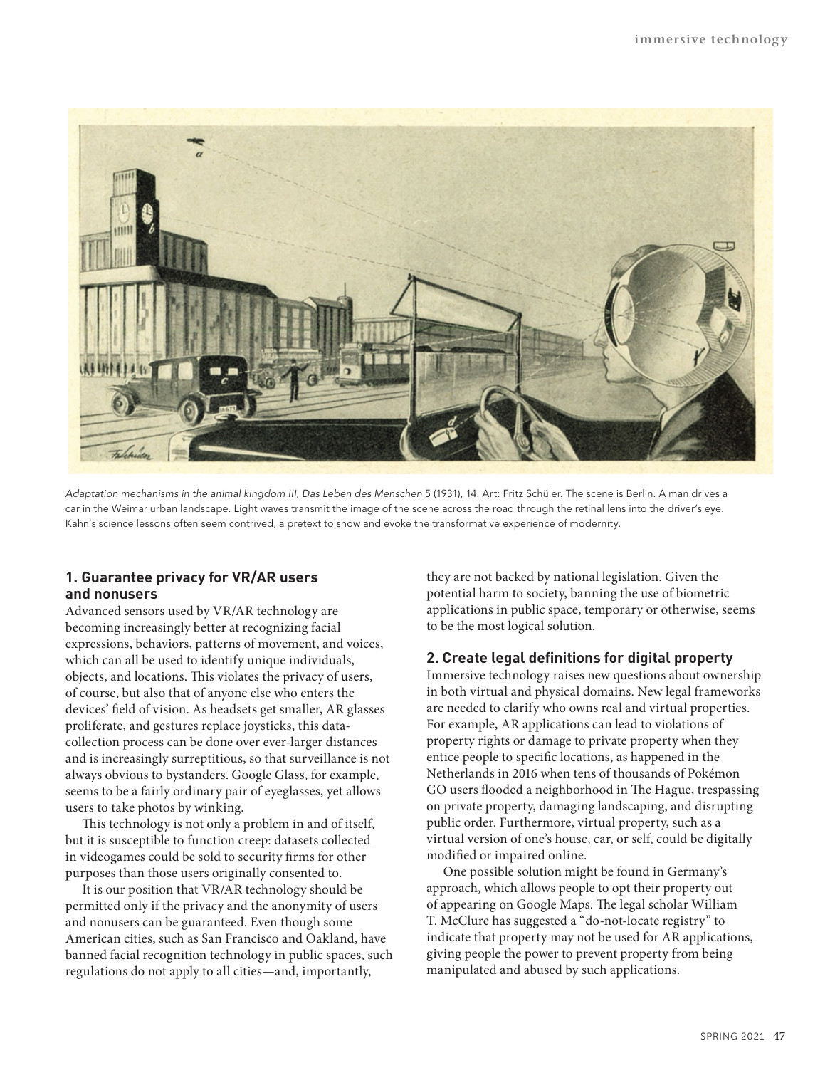*Adaptation mechanisms in the animal kingdom III, Das Leben des Menschen* 5 (1931), 14. Art: Fritz Schüler. The scene is Berlin. A man drives a car in the Weimar urban landscape. Light waves transmit the image of the scene across the road through the retinal lens into the driver's eye. Kahn's science lessons often seem contrived, a pretext to show and evoke the transformative experience of modernity.

## 1. Guarantee privacy for VR/AR users and nonusers

Advanced sensors used by VR/AR technology are becoming increasingly better at recognizing facial expressions, behaviors, patterns of movement, and voices, which can all be used to identify unique individuals, objects, and locations. This violates the privacy of users, of course, but also that of anyone else who enters the devices' field of vision. As headsets get smaller, AR glasses proliferate, and gestures replace joysticks, this data-collection process can be done over ever-larger distances and is increasingly surreptitious, so that surveillance is not always obvious to bystanders. Google Glass, for example, seems to be a fairly ordinary pair of eyeglasses, yet allows users to take photos by winking.

This technology is not only a problem in and of itself, but it is susceptible to function creep: datasets collected in videogames could be sold to security firms for other purposes than those users originally consented to.

It is our position that VR/AR technology should be permitted only if the privacy and the anonymity of users and nonusers can be guaranteed. Even though some American cities, such as San Francisco and Oakland, have banned facial recognition technology in public spaces, such regulations do not apply to all cities—and, importantly, they are not backed by national legislation. Given the potential harm to society, banning the use of biometric applications in public space, temporary or otherwise, seems to be the most logical solution.

## 2. Create legal definitions for digital property

Immersive technology raises new questions about ownership in both virtual and physical domains. New legal frameworks are needed to clarify who owns real and virtual properties. For example, AR applications can lead to violations of property rights or damage to private property when they entice people to specific locations, as happened in the Netherlands in 2016 when tens of thousands of Pokémon GO users flooded a neighborhood in The Hague, trespassing on private property, damaging landscaping, and disrupting public order. Furthermore, virtual property, such as a virtual version of one's house, car, or self, could be digitally modified or impaired online.

One possible solution might be found in Germany's approach, which allows people to opt their property out of appearing on Google Maps. The legal scholar William T. McClure has suggested a "do-not-locate registry" to indicate that property may not be used for AR applications, giving people the power to prevent property from being manipulated and abused by such applications.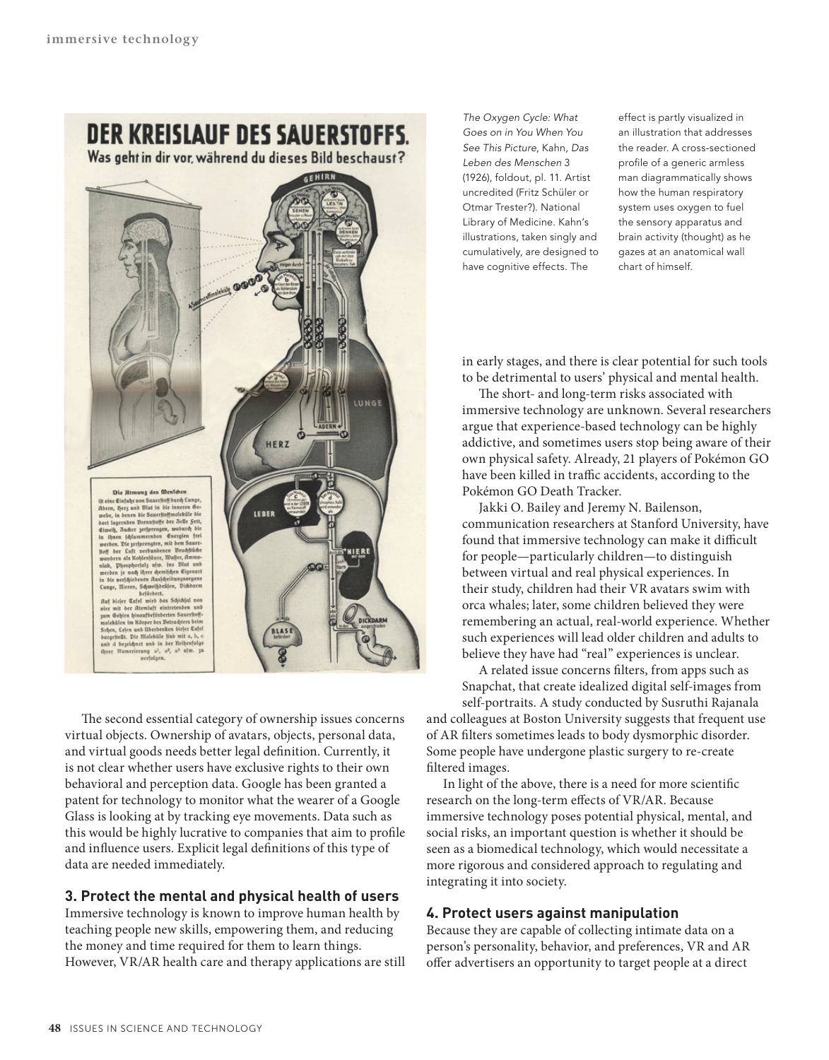*The Oxygen Cycle: What Goes on in You When You See This Picture*, Kahn, *Das Leben des Menschen* 3 (1926), foldout, pl. 11. Artist uncredited (Fritz Schüler or Otmar Trester?). National Library of Medicine. Kahn's illustrations, taken singly and cumulatively, are designed to have cognitive effects. The effect is partly visualized in an illustration that addresses the reader. A cross-sectioned profile of a generic armless man diagrammatically shows how the human respiratory system uses oxygen to fuel the sensory apparatus and brain activity (thought) as he gazes at an anatomical wall chart of himself.

The second essential category of ownership issues concerns virtual objects. Ownership of avatars, objects, personal data, and virtual goods needs better legal definition. Currently, it is not clear whether users have exclusive rights to their own behavioral and perception data. Google has been granted a patent for technology to monitor what the wearer of a Google Glass is looking at by tracking eye movements. Data such as this would be highly lucrative to companies that aim to profile and influence users. Explicit legal definitions of this type of data are needed immediately.

### 3. Protect the mental and physical health of users

Immersive technology is known to improve human health by teaching people new skills, empowering them, and reducing the money and time required for them to learn things. However, VR/AR health care and therapy applications are still in early stages, and there is clear potential for such tools to be detrimental to users' physical and mental health.

The short- and long-term risks associated with immersive technology are unknown. Several researchers argue that experience-based technology can be highly addictive, and sometimes users stop being aware of their own physical safety. Already, 21 players of Pokémon GO have been killed in traffic accidents, according to the Pokémon GO Death Tracker.

Jakki O. Bailey and Jeremy N. Bailenson, communication researchers at Stanford University, have found that immersive technology can make it difficult for people—particularly children—to distinguish between virtual and real physical experiences. In their study, children had their VR avatars swim with orca whales; later, some children believed they were remembering an actual, real-world experience. Whether such experiences will lead older children and adults to believe they have had "real" experiences is unclear.

A related issue concerns filters, from apps such as Snapchat, that create idealized digital self-images from self-portraits. A study conducted by Susruthi Rajanala and colleagues at Boston University suggests that frequent use of AR filters sometimes leads to body dysmorphic disorder. Some people have undergone plastic surgery to re-create filtered images.

In light of the above, there is a need for more scientific research on the long-term effects of VR/AR. Because immersive technology poses potential physical, mental, and social risks, an important question is whether it should be seen as a biomedical technology, which would necessitate a more rigorous and considered approach to regulating and integrating it into society.

### 4. Protect users against manipulation

Because they are capable of collecting intimate data on a person's personality, behavior, and preferences, VR and AR offer advertisers an opportunity to target people at a direct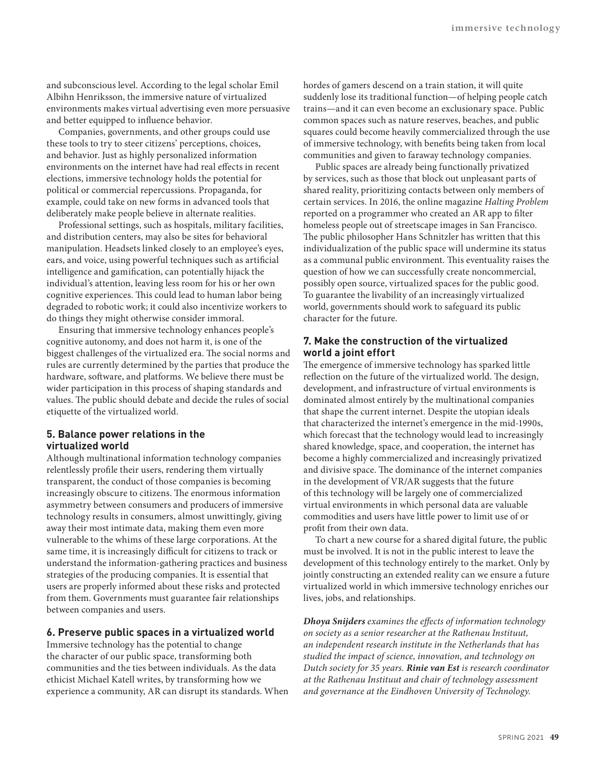and subconscious level. According to the legal scholar Emil Albihn Henriksson, the immersive nature of virtualized environments makes virtual advertising even more persuasive and better equipped to influence behavior.

Companies, governments, and other groups could use these tools to try to steer citizens' perceptions, choices, and behavior. Just as highly personalized information environments on the internet have had real effects in recent elections, immersive technology holds the potential for political or commercial repercussions. Propaganda, for example, could take on new forms in advanced tools that deliberately make people believe in alternate realities.

Professional settings, such as hospitals, military facilities, and distribution centers, may also be sites for behavioral manipulation. Headsets linked closely to an employee's eyes, ears, and voice, using powerful techniques such as artificial intelligence and gamification, can potentially hijack the individual's attention, leaving less room for his or her own cognitive experiences. This could lead to human labor being degraded to robotic work; it could also incentivize workers to do things they might otherwise consider immoral.

Ensuring that immersive technology enhances people's cognitive autonomy, and does not harm it, is one of the biggest challenges of the virtualized era. The social norms and rules are currently determined by the parties that produce the hardware, software, and platforms. We believe there must be wider participation in this process of shaping standards and values. The public should debate and decide the rules of social etiquette of the virtualized world.

### 5. Balance power relations in the virtualized world

Although multinational information technology companies relentlessly profile their users, rendering them virtually transparent, the conduct of those companies is becoming increasingly obscure to citizens. The enormous information asymmetry between consumers and producers of immersive technology results in consumers, almost unwittingly, giving away their most intimate data, making them even more vulnerable to the whims of these large corporations. At the same time, it is increasingly difficult for citizens to track or understand the information-gathering practices and business strategies of the producing companies. It is essential that users are properly informed about these risks and protected from them. Governments must guarantee fair relationships between companies and users.

### 6. Preserve public spaces in a virtualized world

Immersive technology has the potential to change the character of our public space, transforming both communities and the ties between individuals. As the data ethicist Michael Katell writes, by transforming how we experience a community, AR can disrupt its standards. When hordes of gamers descend on a train station, it will quite suddenly lose its traditional function—of helping people catch trains—and it can even become an exclusionary space. Public common spaces such as nature reserves, beaches, and public squares could become heavily commercialized through the use of immersive technology, with benefits being taken from local communities and given to faraway technology companies.

Public spaces are already being functionally privatized by services, such as those that block out unpleasant parts of shared reality, prioritizing contacts between only members of certain services. In 2016, the online magazine *Halting Problem* reported on a programmer who created an AR app to filter homeless people out of streetscape images in San Francisco. The public philosopher Hans Schnitzler has written that this individualization of the public space will undermine its status as a communal public environment. This eventuality raises the question of how we can successfully create noncommercial, possibly open source, virtualized spaces for the public good. To guarantee the livability of an increasingly virtualized world, governments should work to safeguard its public character for the future.

### 7. Make the construction of the virtualized world a joint effort

The emergence of immersive technology has sparked little reflection on the future of the virtualized world. The design, development, and infrastructure of virtual environments is dominated almost entirely by the multinational companies that shape the current internet. Despite the utopian ideals that characterized the internet's emergence in the mid-1990s, which forecast that the technology would lead to increasingly shared knowledge, space, and cooperation, the internet has become a highly commercialized and increasingly privatized and divisive space. The dominance of the internet companies in the development of VR/AR suggests that the future of this technology will be largely one of commercialized virtual environments in which personal data are valuable commodities and users have little power to limit use of or profit from their own data.

To chart a new course for a shared digital future, the public must be involved. It is not in the public interest to leave the development of this technology entirely to the market. Only by jointly constructing an extended reality can we ensure a future virtualized world in which immersive technology enriches our lives, jobs, and relationships.

***Dhoya Snijders*** *examines the effects of information technology on society as a senior researcher at the Rathenau Instituut, an independent research institute in the Netherlands that has studied the impact of science, innovation, and technology on Dutch society for 35 years.* ***Rinie van Est*** *is research coordinator at the Rathenau Instituut and chair of technology assessment and governance at the Eindhoven University of Technology.*